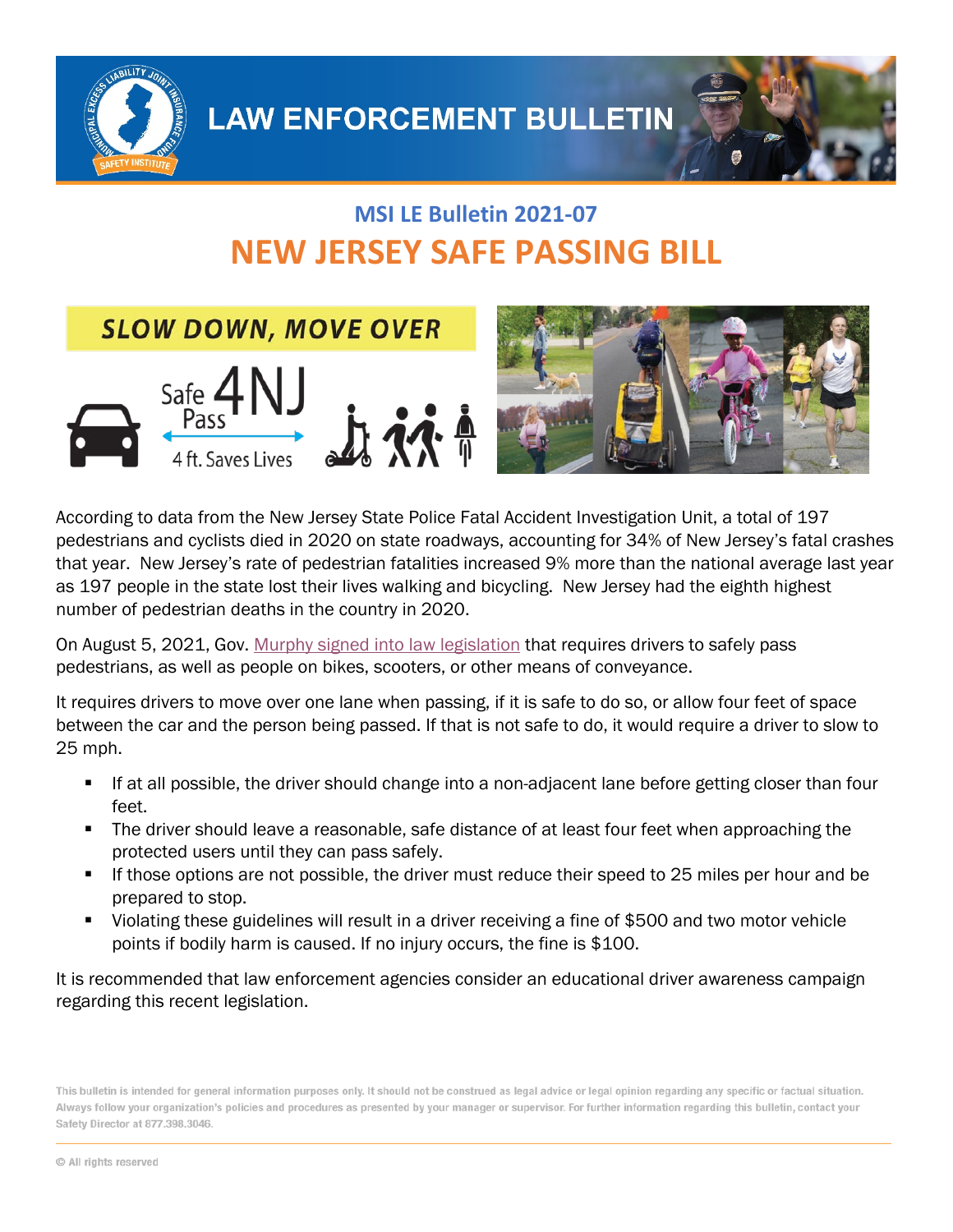# LAW ENFORCEMENT BULLETIN

## MSI LE Bulletin 2021-07

# NEW JERSEY SAFE PASSING BILL

**SLOW DOWN, MOVE OVER**

Safe Pass 4NJ

4 ft. Saves Lives

According to data from the New Jersey State Police Fatal Accident Investigation Unit, a total of 197 pedestrians and cyclists died in 2020 on state roadways, accounting for 34% of New Jersey's fatal crashes that year. New Jersey's rate of pedestrian fatalities increased 9% more than the national average last year as 197 people in the state lost their lives walking and bicycling. New Jersey had the eighth highest number of pedestrian deaths in the country in 2020.

On August 5, 2021, Gov. Murphy signed into law legislation that requires drivers to safely pass pedestrians, as well as people on bikes, scooters, or other means of conveyance.

It requires drivers to move over one lane when passing, if it is safe to do so, or allow four feet of space between the car and the person being passed. If that is not safe to do, it would require a driver to slow to 25 mph.

- If at all possible, the driver should change into a non-adjacent lane before getting closer than four feet.
- The driver should leave a reasonable, safe distance of at least four feet when approaching the protected users until they can pass safely.
- If those options are not possible, the driver must reduce their speed to 25 miles per hour and be prepared to stop.
- Violating these guidelines will result in a driver receiving a fine of $500 and two motor vehicle points if bodily harm is caused. If no injury occurs, the fine is $100.

It is recommended that law enforcement agencies consider an educational driver awareness campaign regarding this recent legislation.

This bulletin is intended for general information purposes only. It should not be construed as legal advice or legal opinion regarding any specific or factual situation. Always follow your organization's policies and procedures as presented by your manager or supervisor. For further information regarding this bulletin, contact your Safety Director at 877.398.3046.

© All rights reserved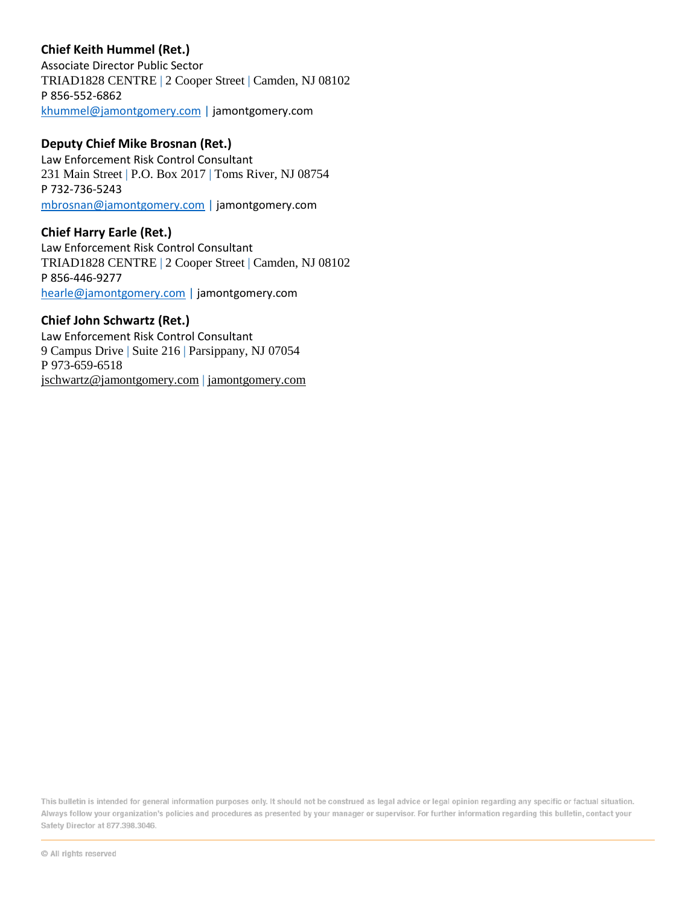**Chief Keith Hummel (Ret.)**
Associate Director Public Sector
TRIAD1828 CENTRE | 2 Cooper Street | Camden, NJ 08102
P 856-552-6862
khummel@jamontgomery.com | jamontgomery.com

**Deputy Chief Mike Brosnan (Ret.)**
Law Enforcement Risk Control Consultant
231 Main Street | P.O. Box 2017 | Toms River, NJ 08754
P 732-736-5243
mbrosnan@jamontgomery.com | jamontgomery.com

**Chief Harry Earle (Ret.)**
Law Enforcement Risk Control Consultant
TRIAD1828 CENTRE | 2 Cooper Street | Camden, NJ 08102
P 856-446-9277
hearle@jamontgomery.com | jamontgomery.com

**Chief John Schwartz (Ret.)**
Law Enforcement Risk Control Consultant
9 Campus Drive | Suite 216 | Parsippany, NJ 07054
P 973-659-6518
jschwartz@jamontgomery.com | jamontgomery.com

This bulletin is intended for general information purposes only. It should not be construed as legal advice or legal opinion regarding any specific or factual situation. Always follow your organization's policies and procedures as presented by your manager or supervisor. For further information regarding this bulletin, contact your Safety Director at 877.398.3046.

© All rights reserved